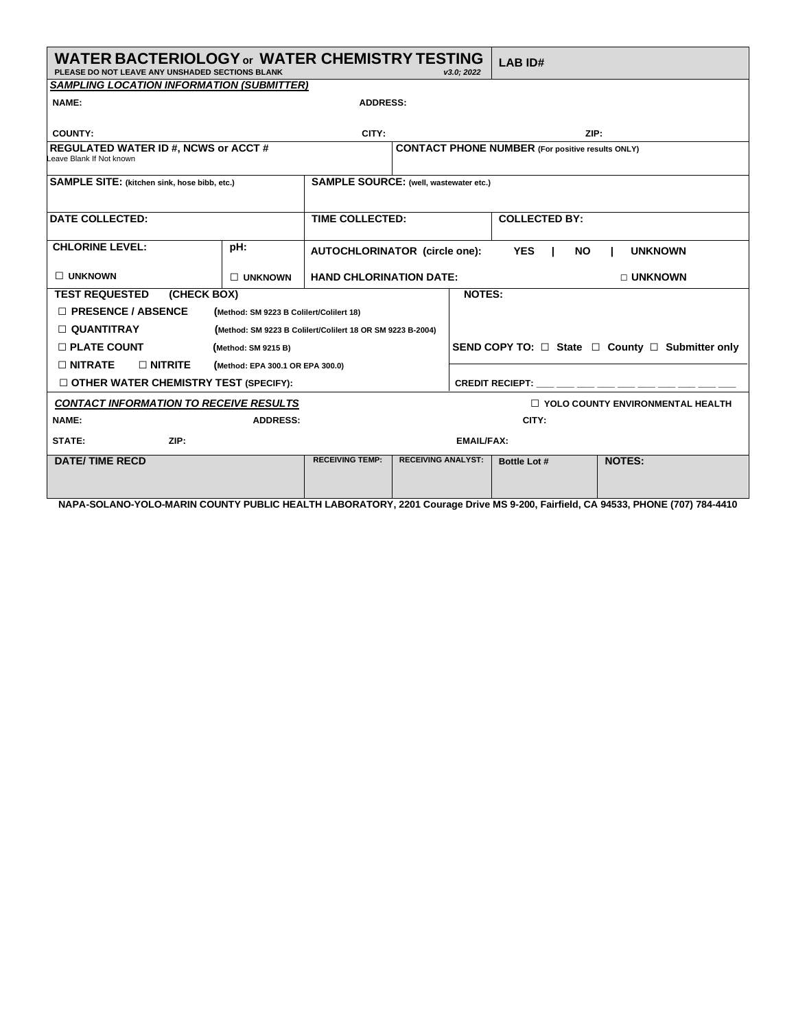# WATER BACTERIOLOGY or WATER CHEMISTRY TESTING

**PLEASE DO NOT LEAVE ANY UNSHADED SECTIONS BLANK** *v3.0; 2022*

**LAB ID#**

***SAMPLING LOCATION INFORMATION (SUBMITTER)***

**NAME:** **ADDRESS:**

**COUNTY:** **CITY:** **ZIP:**

**REGULATED WATER ID #, NCWS or ACCT #**
Leave Blank If Not known

**CONTACT PHONE NUMBER (For positive results ONLY)**

**SAMPLE SITE: (kitchen sink, hose bibb, etc.)**

**SAMPLE SOURCE: (well, wastewater etc.)**

**DATE COLLECTED:** **TIME COLLECTED:** **COLLECTED BY:**

**CHLORINE LEVEL:** ☐ UNKNOWN

**pH:** ☐ UNKNOWN

**AUTOCHLORINATOR (circle one):** YES | NO | UNKNOWN

**HAND CHLORINATION DATE:** ☐ UNKNOWN

**TEST REQUESTED (CHECK BOX)**

- ☐ **PRESENCE / ABSENCE** (Method: SM 9223 B Colilert/Colilert 18)
- ☐ **QUANTITRAY** (Method: SM 9223 B Colilert/Colilert 18 OR SM 9223 B-2004)
- ☐ **PLATE COUNT** (Method: SM 9215 B)
- ☐ **NITRATE** ☐ **NITRITE** (Method: EPA 300.1 OR EPA 300.0)
- ☐ **OTHER WATER CHEMISTRY TEST (SPECIFY):**

**NOTES:**

**SEND COPY TO:** ☐ State ☐ County ☐ Submitter only

**CREDIT RECIEPT:** ___ ___ ___ ___ ___ ___ ___ ___ ___ ___

***CONTACT INFORMATION TO RECEIVE RESULTS*** ☐ YOLO COUNTY ENVIRONMENTAL HEALTH

**NAME:** **ADDRESS:** **CITY:**

**STATE:** **ZIP:** **EMAIL/FAX:**

| DATE/ TIME RECD | RECEIVING TEMP: | RECEIVING ANALYST: | Bottle Lot # | NOTES: |
|---|---|---|---|---|
| | | | | |

**NAPA-SOLANO-YOLO-MARIN COUNTY PUBLIC HEALTH LABORATORY, 2201 Courage Drive MS 9-200, Fairfield, CA 94533, PHONE (707) 784-4410**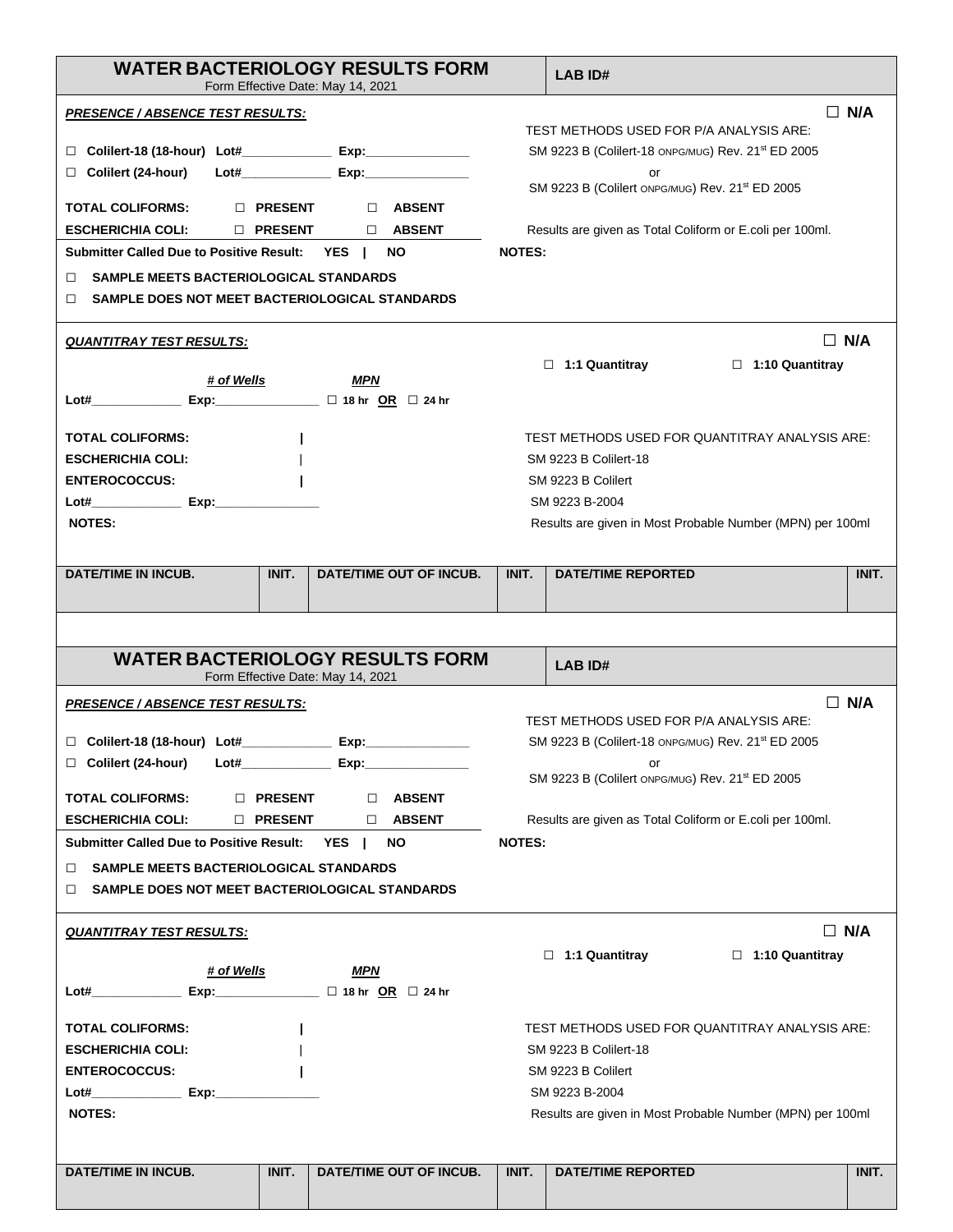# WATER BACTERIOLOGY RESULTS FORM

Form Effective Date: May 14, 2021

**LAB ID#**

***PRESENCE / ABSENCE TEST RESULTS:*** ☐ **N/A**

TEST METHODS USED FOR P/A ANALYSIS ARE:
SM 9223 B (Colilert-18 ONPG/MUG) Rev. 21st ED 2005
or
SM 9223 B (Colilert ONPG/MUG) Rev. 21st ED 2005

☐ **Colilert-18 (18-hour) Lot#\_\_\_\_\_\_\_\_\_\_\_\_ Exp:\_\_\_\_\_\_\_\_\_\_\_\_\_\_**

☐ **Colilert (24-hour) Lot#\_\_\_\_\_\_\_\_\_\_\_\_ Exp:\_\_\_\_\_\_\_\_\_\_\_\_\_\_**

**TOTAL COLIFORMS:** ☐ **PRESENT** ☐ **ABSENT**

**ESCHERICHIA COLI:** ☐ **PRESENT** ☐ **ABSENT**

Results are given as Total Coliform or E.coli per 100ml.

**Submitter Called Due to Positive Result: YES | NO**

**NOTES:**

☐ **SAMPLE MEETS BACTERIOLOGICAL STANDARDS**

☐ **SAMPLE DOES NOT MEET BACTERIOLOGICAL STANDARDS**

***QUANTITRAY TEST RESULTS:*** ☐ **N/A**

☐ **1:1 Quantitray** ☐ **1:10 Quantitray**

***# of Wells*** ***MPN***

**Lot#\_\_\_\_\_\_\_\_\_\_\_\_ Exp:\_\_\_\_\_\_\_\_\_\_\_\_\_\_** ☐ **18 hr OR** ☐ **24 hr**

**TOTAL COLIFORMS:** |

**ESCHERICHIA COLI:** |

**ENTEROCOCCUS:** |

**Lot#\_\_\_\_\_\_\_\_\_\_\_\_ Exp:\_\_\_\_\_\_\_\_\_\_\_\_\_\_**

**NOTES:**

TEST METHODS USED FOR QUANTITRAY ANALYSIS ARE:
SM 9223 B Colilert-18
SM 9223 B Colilert
SM 9223 B-2004
Results are given in Most Probable Number (MPN) per 100ml

| DATE/TIME IN INCUB. | INIT. | DATE/TIME OUT OF INCUB. | INIT. | DATE/TIME REPORTED | INIT. |
|---|---|---|---|---|---|
| | | | | | |

# WATER BACTERIOLOGY RESULTS FORM

Form Effective Date: May 14, 2021

**LAB ID#**

***PRESENCE / ABSENCE TEST RESULTS:*** ☐ **N/A**

TEST METHODS USED FOR P/A ANALYSIS ARE:
SM 9223 B (Colilert-18 ONPG/MUG) Rev. 21st ED 2005
or
SM 9223 B (Colilert ONPG/MUG) Rev. 21st ED 2005

☐ **Colilert-18 (18-hour) Lot#\_\_\_\_\_\_\_\_\_\_\_\_ Exp:\_\_\_\_\_\_\_\_\_\_\_\_\_\_**

☐ **Colilert (24-hour) Lot#\_\_\_\_\_\_\_\_\_\_\_\_ Exp:\_\_\_\_\_\_\_\_\_\_\_\_\_\_**

**TOTAL COLIFORMS:** ☐ **PRESENT** ☐ **ABSENT**

**ESCHERICHIA COLI:** ☐ **PRESENT** ☐ **ABSENT**

Results are given as Total Coliform or E.coli per 100ml.

**Submitter Called Due to Positive Result: YES | NO**

**NOTES:**

☐ **SAMPLE MEETS BACTERIOLOGICAL STANDARDS**

☐ **SAMPLE DOES NOT MEET BACTERIOLOGICAL STANDARDS**

***QUANTITRAY TEST RESULTS:*** ☐ **N/A**

☐ **1:1 Quantitray** ☐ **1:10 Quantitray**

***# of Wells*** ***MPN***

**Lot#\_\_\_\_\_\_\_\_\_\_\_\_ Exp:\_\_\_\_\_\_\_\_\_\_\_\_\_\_** ☐ **18 hr OR** ☐ **24 hr**

**TOTAL COLIFORMS:** |

**ESCHERICHIA COLI:** |

**ENTEROCOCCUS:** |

**Lot#\_\_\_\_\_\_\_\_\_\_\_\_ Exp:\_\_\_\_\_\_\_\_\_\_\_\_\_\_**

**NOTES:**

TEST METHODS USED FOR QUANTITRAY ANALYSIS ARE:
SM 9223 B Colilert-18
SM 9223 B Colilert
SM 9223 B-2004
Results are given in Most Probable Number (MPN) per 100ml

| DATE/TIME IN INCUB. | INIT. | DATE/TIME OUT OF INCUB. | INIT. | DATE/TIME REPORTED | INIT. |
|---|---|---|---|---|---|
| | | | | | |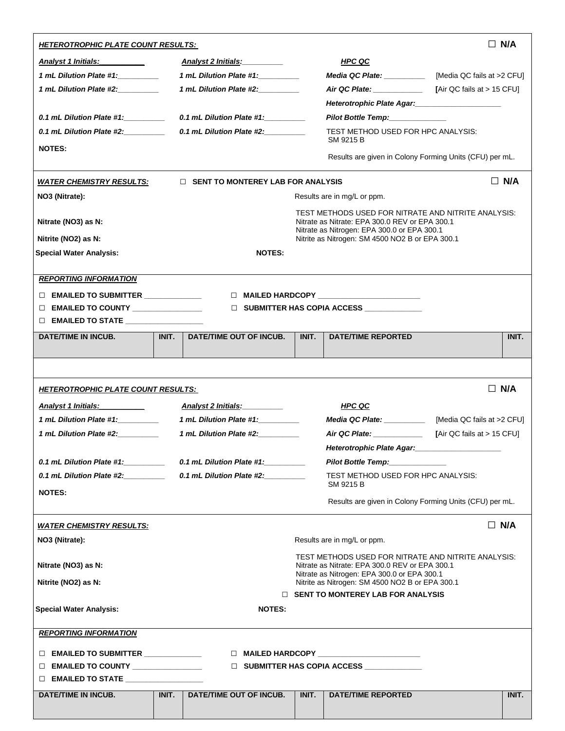***HETEROTROPHIC PLATE COUNT RESULTS:*** ☐ **N/A**

| | | |
|---|---|---|
| ***Analyst 1 Initials:___________*** | ***Analyst 2 Initials:__________*** | ***HPC QC*** |
| ***1 mL Dilution Plate #1:__________*** | ***1 mL Dilution Plate #1:__________*** | ***Media QC Plate:*** __________ [Media QC fails at >2 CFU] |
| ***1 mL Dilution Plate #2:__________*** | ***1 mL Dilution Plate #2:__________*** | ***Air QC Plate:*** ____________ [Air QC fails at > 15 CFU] |
| | | ***Heterotrophic Plate Agar:_____________________*** |
| ***0.1 mL Dilution Plate #1:__________*** | ***0.1 mL Dilution Plate #1:__________*** | ***Pilot Bottle Temp:______________*** |
| ***0.1 mL Dilution Plate #2:__________*** | ***0.1 mL Dilution Plate #2:__________*** | TEST METHOD USED FOR HPC ANALYSIS: SM 9215 B |

**NOTES:**

Results are given in Colony Forming Units (CFU) per mL.

***WATER CHEMISTRY RESULTS:*** ☐ **SENT TO MONTEREY LAB FOR ANALYSIS** ☐ **N/A**

**NO3 (Nitrate):**

Results are in mg/L or ppm.

**Nitrate (NO3) as N:**

**Nitrite (NO2) as N:**

TEST METHODS USED FOR NITRATE AND NITRITE ANALYSIS:
Nitrate as Nitrate: EPA 300.0 REV or EPA 300.1
Nitrate as Nitrogen: EPA 300.0 or EPA 300.1
Nitrite as Nitrogen: SM 4500 NO2 B or EPA 300.1

**Special Water Analysis:** **NOTES:**

***REPORTING INFORMATION***

☐ **EMAILED TO SUBMITTER** _____________ ☐ **MAILED HARDCOPY** ________________________

☐ **EMAILED TO COUNTY** ________________ ☐ **SUBMITTER HAS COPIA ACCESS** _____________

☐ **EMAILED TO STATE** __________________

| DATE/TIME IN INCUB. | INIT. | DATE/TIME OUT OF INCUB. | INIT. | DATE/TIME REPORTED | INIT. |
|---|---|---|---|---|---|
| | | | | | |

***HETEROTROPHIC PLATE COUNT RESULTS:*** ☐ **N/A**

| | | |
|---|---|---|
| ***Analyst 1 Initials:___________*** | ***Analyst 2 Initials:__________*** | ***HPC QC*** |
| ***1 mL Dilution Plate #1:__________*** | ***1 mL Dilution Plate #1:__________*** | ***Media QC Plate:*** __________ [Media QC fails at >2 CFU] |
| ***1 mL Dilution Plate #2:__________*** | ***1 mL Dilution Plate #2:__________*** | ***Air QC Plate:*** ____________ [Air QC fails at > 15 CFU] |
| | | ***Heterotrophic Plate Agar:_____________________*** |
| ***0.1 mL Dilution Plate #1:__________*** | ***0.1 mL Dilution Plate #1:__________*** | ***Pilot Bottle Temp:______________*** |
| ***0.1 mL Dilution Plate #2:__________*** | ***0.1 mL Dilution Plate #2:__________*** | TEST METHOD USED FOR HPC ANALYSIS: SM 9215 B |

**NOTES:**

Results are given in Colony Forming Units (CFU) per mL.

***WATER CHEMISTRY RESULTS:*** ☐ **N/A**

**NO3 (Nitrate):**

Results are in mg/L or ppm.

**Nitrate (NO3) as N:**

**Nitrite (NO2) as N:**

TEST METHODS USED FOR NITRATE AND NITRITE ANALYSIS:
Nitrate as Nitrate: EPA 300.0 REV or EPA 300.1
Nitrate as Nitrogen: EPA 300.0 or EPA 300.1
Nitrite as Nitrogen: SM 4500 NO2 B or EPA 300.1

☐ **SENT TO MONTEREY LAB FOR ANALYSIS**

**Special Water Analysis:** **NOTES:**

***REPORTING INFORMATION***

☐ **EMAILED TO SUBMITTER** _____________ ☐ **MAILED HARDCOPY** ________________________

☐ **EMAILED TO COUNTY** ________________ ☐ **SUBMITTER HAS COPIA ACCESS** _____________

☐ **EMAILED TO STATE** __________________

| DATE/TIME IN INCUB. | INIT. | DATE/TIME OUT OF INCUB. | INIT. | DATE/TIME REPORTED | INIT. |
|---|---|---|---|---|---|
| | | | | | |